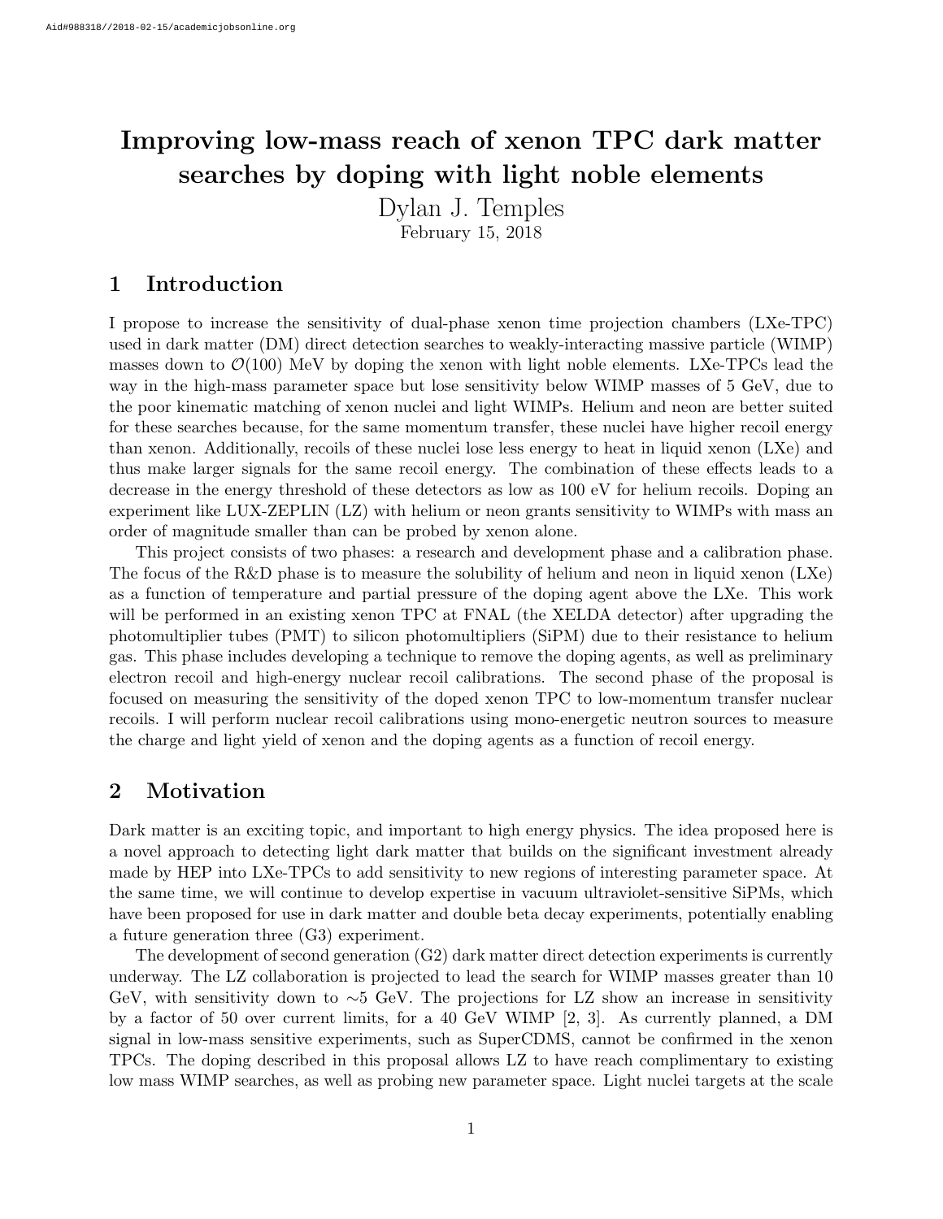# Improving low-mass reach of xenon TPC dark matter searches by doping with light noble elements

Dylan J. Temples

February 15, 2018

## 1 Introduction

I propose to increase the sensitivity of dual-phase xenon time projection chambers (LXe-TPC) used in dark matter (DM) direct detection searches to weakly-interacting massive particle (WIMP) masses down to $\mathcal{O}(100)$ MeV by doping the xenon with light noble elements. LXe-TPCs lead the way in the high-mass parameter space but lose sensitivity below WIMP masses of 5 GeV, due to the poor kinematic matching of xenon nuclei and light WIMPs. Helium and neon are better suited for these searches because, for the same momentum transfer, these nuclei have higher recoil energy than xenon. Additionally, recoils of these nuclei lose less energy to heat in liquid xenon (LXe) and thus make larger signals for the same recoil energy. The combination of these effects leads to a decrease in the energy threshold of these detectors as low as 100 eV for helium recoils. Doping an experiment like LUX-ZEPLIN (LZ) with helium or neon grants sensitivity to WIMPs with mass an order of magnitude smaller than can be probed by xenon alone.

This project consists of two phases: a research and development phase and a calibration phase. The focus of the R&D phase is to measure the solubility of helium and neon in liquid xenon (LXe) as a function of temperature and partial pressure of the doping agent above the LXe. This work will be performed in an existing xenon TPC at FNAL (the XELDA detector) after upgrading the photomultiplier tubes (PMT) to silicon photomultipliers (SiPM) due to their resistance to helium gas. This phase includes developing a technique to remove the doping agents, as well as preliminary electron recoil and high-energy nuclear recoil calibrations. The second phase of the proposal is focused on measuring the sensitivity of the doped xenon TPC to low-momentum transfer nuclear recoils. I will perform nuclear recoil calibrations using mono-energetic neutron sources to measure the charge and light yield of xenon and the doping agents as a function of recoil energy.

## 2 Motivation

Dark matter is an exciting topic, and important to high energy physics. The idea proposed here is a novel approach to detecting light dark matter that builds on the significant investment already made by HEP into LXe-TPCs to add sensitivity to new regions of interesting parameter space. At the same time, we will continue to develop expertise in vacuum ultraviolet-sensitive SiPMs, which have been proposed for use in dark matter and double beta decay experiments, potentially enabling a future generation three (G3) experiment.

The development of second generation (G2) dark matter direct detection experiments is currently underway. The LZ collaboration is projected to lead the search for WIMP masses greater than 10 GeV, with sensitivity down to ∼5 GeV. The projections for LZ show an increase in sensitivity by a factor of 50 over current limits, for a 40 GeV WIMP [2, 3]. As currently planned, a DM signal in low-mass sensitive experiments, such as SuperCDMS, cannot be confirmed in the xenon TPCs. The doping described in this proposal allows LZ to have reach complimentary to existing low mass WIMP searches, as well as probing new parameter space. Light nuclei targets at the scale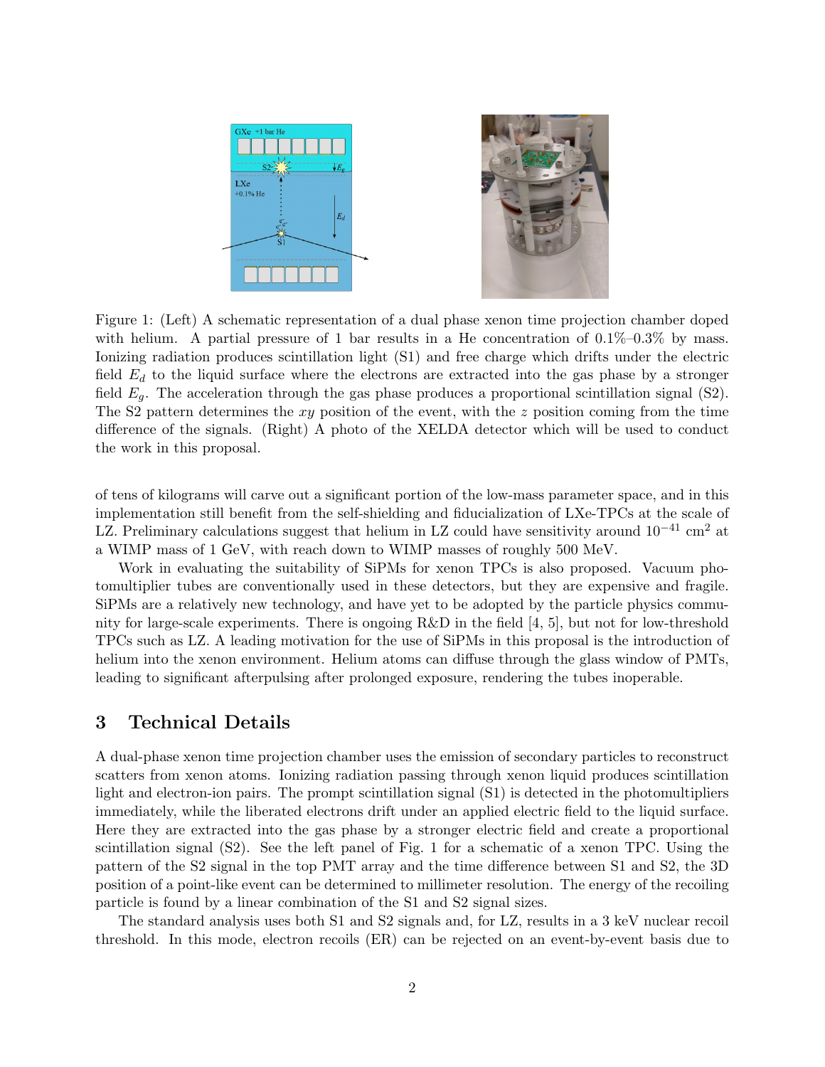Figure 1: (Left) A schematic representation of a dual phase xenon time projection chamber doped with helium. A partial pressure of 1 bar results in a He concentration of 0.1%–0.3% by mass. Ionizing radiation produces scintillation light (S1) and free charge which drifts under the electric field $E_d$ to the liquid surface where the electrons are extracted into the gas phase by a stronger field $E_g$. The acceleration through the gas phase produces a proportional scintillation signal (S2). The S2 pattern determines the $xy$ position of the event, with the $z$ position coming from the time difference of the signals. (Right) A photo of the XELDA detector which will be used to conduct the work in this proposal.

of tens of kilograms will carve out a significant portion of the low-mass parameter space, and in this implementation still benefit from the self-shielding and fiducialization of LXe-TPCs at the scale of LZ. Preliminary calculations suggest that helium in LZ could have sensitivity around $10^{-41}$ cm$^2$ at a WIMP mass of 1 GeV, with reach down to WIMP masses of roughly 500 MeV.

Work in evaluating the suitability of SiPMs for xenon TPCs is also proposed. Vacuum photomultiplier tubes are conventionally used in these detectors, but they are expensive and fragile. SiPMs are a relatively new technology, and have yet to be adopted by the particle physics community for large-scale experiments. There is ongoing R&D in the field [4, 5], but not for low-threshold TPCs such as LZ. A leading motivation for the use of SiPMs in this proposal is the introduction of helium into the xenon environment. Helium atoms can diffuse through the glass window of PMTs, leading to significant afterpulsing after prolonged exposure, rendering the tubes inoperable.

## 3 Technical Details

A dual-phase xenon time projection chamber uses the emission of secondary particles to reconstruct scatters from xenon atoms. Ionizing radiation passing through xenon liquid produces scintillation light and electron-ion pairs. The prompt scintillation signal (S1) is detected in the photomultipliers immediately, while the liberated electrons drift under an applied electric field to the liquid surface. Here they are extracted into the gas phase by a stronger electric field and create a proportional scintillation signal (S2). See the left panel of Fig. 1 for a schematic of a xenon TPC. Using the pattern of the S2 signal in the top PMT array and the time difference between S1 and S2, the 3D position of a point-like event can be determined to millimeter resolution. The energy of the recoiling particle is found by a linear combination of the S1 and S2 signal sizes.

The standard analysis uses both S1 and S2 signals and, for LZ, results in a 3 keV nuclear recoil threshold. In this mode, electron recoils (ER) can be rejected on an event-by-event basis due to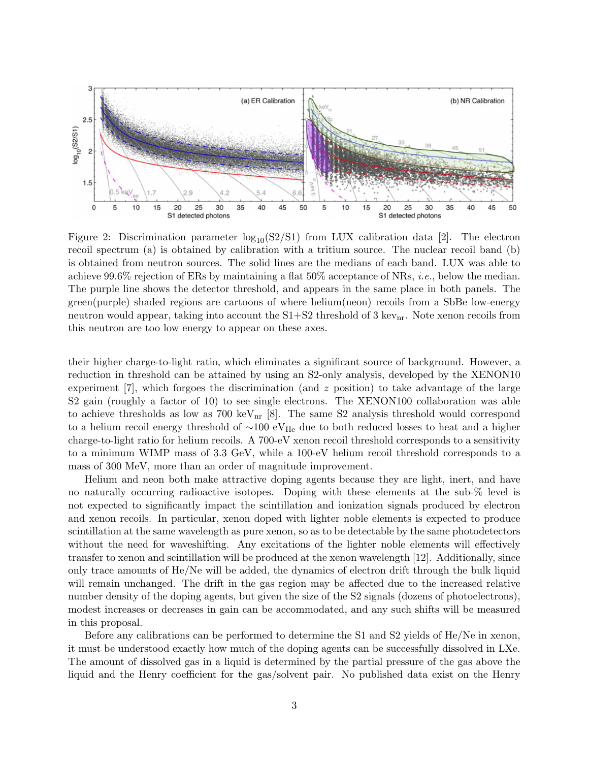Figure 2: Discrimination parameter $\log_{10}(S2/S1)$ from LUX calibration data [2]. The electron recoil spectrum (a) is obtained by calibration with a tritium source. The nuclear recoil band (b) is obtained from neutron sources. The solid lines are the medians of each band. LUX was able to achieve 99.6% rejection of ERs by maintaining a flat 50% acceptance of NRs, *i.e.*, below the median. The purple line shows the detector threshold, and appears in the same place in both panels. The green(purple) shaded regions are cartoons of where helium(neon) recoils from a SbBe low-energy neutron would appear, taking into account the S1+S2 threshold of 3 $\mathrm{kev}_{\mathrm{nr}}$. Note xenon recoils from this neutron are too low energy to appear on these axes.

their higher charge-to-light ratio, which eliminates a significant source of background. However, a reduction in threshold can be attained by using an S2-only analysis, developed by the XENON10 experiment [7], which forgoes the discrimination (and $z$ position) to take advantage of the large S2 gain (roughly a factor of 10) to see single electrons. The XENON100 collaboration was able to achieve thresholds as low as 700 $\mathrm{keV}_{\mathrm{nr}}$ [8]. The same S2 analysis threshold would correspond to a helium recoil energy threshold of $\sim$100 $\mathrm{eV}_{\mathrm{He}}$ due to both reduced losses to heat and a higher charge-to-light ratio for helium recoils. A 700-eV xenon recoil threshold corresponds to a sensitivity to a minimum WIMP mass of 3.3 GeV, while a 100-eV helium recoil threshold corresponds to a mass of 300 MeV, more than an order of magnitude improvement.

Helium and neon both make attractive doping agents because they are light, inert, and have no naturally occurring radioactive isotopes. Doping with these elements at the sub-% level is not expected to significantly impact the scintillation and ionization signals produced by electron and xenon recoils. In particular, xenon doped with lighter noble elements is expected to produce scintillation at the same wavelength as pure xenon, so as to be detectable by the same photodetectors without the need for waveshifting. Any excitations of the lighter noble elements will effectively transfer to xenon and scintillation will be produced at the xenon wavelength [12]. Additionally, since only trace amounts of He/Ne will be added, the dynamics of electron drift through the bulk liquid will remain unchanged. The drift in the gas region may be affected due to the increased relative number density of the doping agents, but given the size of the S2 signals (dozens of photoelectrons), modest increases or decreases in gain can be accommodated, and any such shifts will be measured in this proposal.

Before any calibrations can be performed to determine the S1 and S2 yields of He/Ne in xenon, it must be understood exactly how much of the doping agents can be successfully dissolved in LXe. The amount of dissolved gas in a liquid is determined by the partial pressure of the gas above the liquid and the Henry coefficient for the gas/solvent pair. No published data exist on the Henry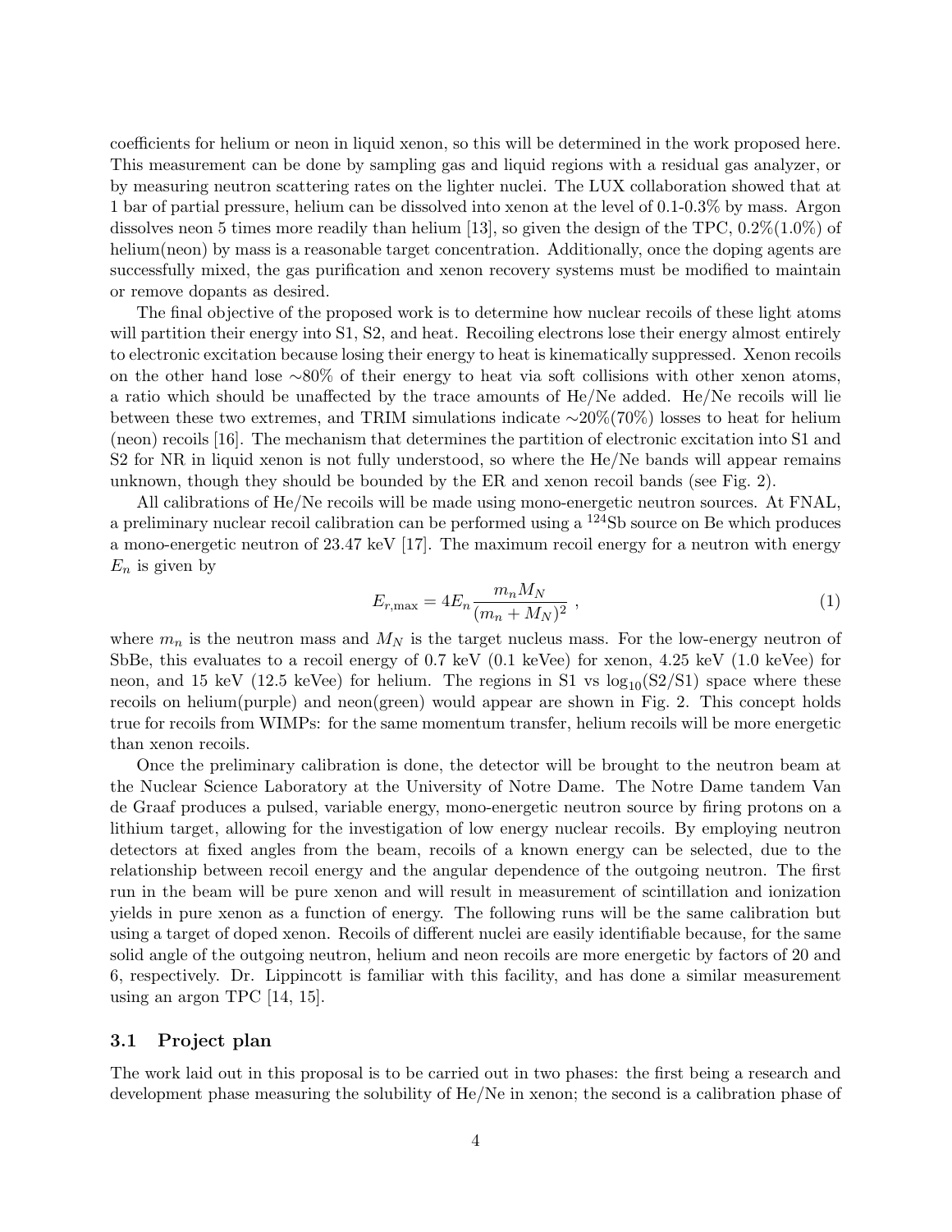coefficients for helium or neon in liquid xenon, so this will be determined in the work proposed here. This measurement can be done by sampling gas and liquid regions with a residual gas analyzer, or by measuring neutron scattering rates on the lighter nuclei. The LUX collaboration showed that at 1 bar of partial pressure, helium can be dissolved into xenon at the level of 0.1-0.3% by mass. Argon dissolves neon 5 times more readily than helium [13], so given the design of the TPC, 0.2%(1.0%) of helium(neon) by mass is a reasonable target concentration. Additionally, once the doping agents are successfully mixed, the gas purification and xenon recovery systems must be modified to maintain or remove dopants as desired.

The final objective of the proposed work is to determine how nuclear recoils of these light atoms will partition their energy into S1, S2, and heat. Recoiling electrons lose their energy almost entirely to electronic excitation because losing their energy to heat is kinematically suppressed. Xenon recoils on the other hand lose $\sim$80% of their energy to heat via soft collisions with other xenon atoms, a ratio which should be unaffected by the trace amounts of He/Ne added. He/Ne recoils will lie between these two extremes, and TRIM simulations indicate $\sim$20%(70%) losses to heat for helium (neon) recoils [16]. The mechanism that determines the partition of electronic excitation into S1 and S2 for NR in liquid xenon is not fully understood, so where the He/Ne bands will appear remains unknown, though they should be bounded by the ER and xenon recoil bands (see Fig. 2).

All calibrations of He/Ne recoils will be made using mono-energetic neutron sources. At FNAL, a preliminary nuclear recoil calibration can be performed using a $^{124}$Sb source on Be which produces a mono-energetic neutron of 23.47 keV [17]. The maximum recoil energy for a neutron with energy $E_n$ is given by

$$E_{r,\max} = 4E_n \frac{m_n M_N}{(m_n + M_N)^2} \ , \tag{1}$$

where $m_n$ is the neutron mass and $M_N$ is the target nucleus mass. For the low-energy neutron of SbBe, this evaluates to a recoil energy of 0.7 keV (0.1 keVee) for xenon, 4.25 keV (1.0 keVee) for neon, and 15 keV (12.5 keVee) for helium. The regions in S1 vs $\log_{10}$(S2/S1) space where these recoils on helium(purple) and neon(green) would appear are shown in Fig. 2. This concept holds true for recoils from WIMPs: for the same momentum transfer, helium recoils will be more energetic than xenon recoils.

Once the preliminary calibration is done, the detector will be brought to the neutron beam at the Nuclear Science Laboratory at the University of Notre Dame. The Notre Dame tandem Van de Graaf produces a pulsed, variable energy, mono-energetic neutron source by firing protons on a lithium target, allowing for the investigation of low energy nuclear recoils. By employing neutron detectors at fixed angles from the beam, recoils of a known energy can be selected, due to the relationship between recoil energy and the angular dependence of the outgoing neutron. The first run in the beam will be pure xenon and will result in measurement of scintillation and ionization yields in pure xenon as a function of energy. The following runs will be the same calibration but using a target of doped xenon. Recoils of different nuclei are easily identifiable because, for the same solid angle of the outgoing neutron, helium and neon recoils are more energetic by factors of 20 and 6, respectively. Dr. Lippincott is familiar with this facility, and has done a similar measurement using an argon TPC [14, 15].

### 3.1 Project plan

The work laid out in this proposal is to be carried out in two phases: the first being a research and development phase measuring the solubility of He/Ne in xenon; the second is a calibration phase of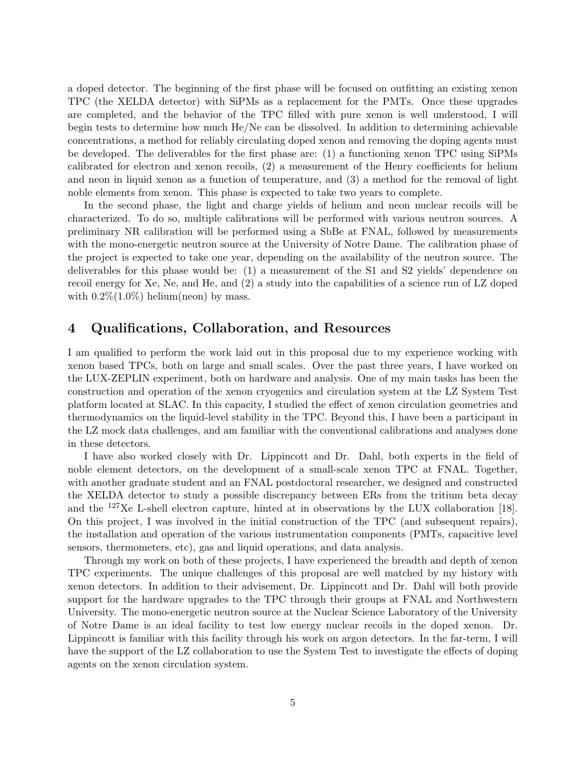a doped detector. The beginning of the first phase will be focused on outfitting an existing xenon TPC (the XELDA detector) with SiPMs as a replacement for the PMTs. Once these upgrades are completed, and the behavior of the TPC filled with pure xenon is well understood, I will begin tests to determine how much He/Ne can be dissolved. In addition to determining achievable concentrations, a method for reliably circulating doped xenon and removing the doping agents must be developed. The deliverables for the first phase are: (1) a functioning xenon TPC using SiPMs calibrated for electron and xenon recoils, (2) a measurement of the Henry coefficients for helium and neon in liquid xenon as a function of temperature, and (3) a method for the removal of light noble elements from xenon. This phase is expected to take two years to complete.

In the second phase, the light and charge yields of helium and neon nuclear recoils will be characterized. To do so, multiple calibrations will be performed with various neutron sources. A preliminary NR calibration will be performed using a SbBe at FNAL, followed by measurements with the mono-energetic neutron source at the University of Notre Dame. The calibration phase of the project is expected to take one year, depending on the availability of the neutron source. The deliverables for this phase would be: (1) a measurement of the S1 and S2 yields' dependence on recoil energy for Xe, Ne, and He, and (2) a study into the capabilities of a science run of LZ doped with 0.2%(1.0%) helium(neon) by mass.

## 4 Qualifications, Collaboration, and Resources

I am qualified to perform the work laid out in this proposal due to my experience working with xenon based TPCs, both on large and small scales. Over the past three years, I have worked on the LUX-ZEPLIN experiment, both on hardware and analysis. One of my main tasks has been the construction and operation of the xenon cryogenics and circulation system at the LZ System Test platform located at SLAC. In this capacity, I studied the effect of xenon circulation geometries and thermodynamics on the liquid-level stability in the TPC. Beyond this, I have been a participant in the LZ mock data challenges, and am familiar with the conventional calibrations and analyses done in these detectors.

I have also worked closely with Dr. Lippincott and Dr. Dahl, both experts in the field of noble element detectors, on the development of a small-scale xenon TPC at FNAL. Together, with another graduate student and an FNAL postdoctoral researcher, we designed and constructed the XELDA detector to study a possible discrepancy between ERs from the tritium beta decay and the $^{127}$Xe L-shell electron capture, hinted at in observations by the LUX collaboration [18]. On this project, I was involved in the initial construction of the TPC (and subsequent repairs), the installation and operation of the various instrumentation components (PMTs, capacitive level sensors, thermometers, etc), gas and liquid operations, and data analysis.

Through my work on both of these projects, I have experienced the breadth and depth of xenon TPC experiments. The unique challenges of this proposal are well matched by my history with xenon detectors. In addition to their advisement, Dr. Lippincott and Dr. Dahl will both provide support for the hardware upgrades to the TPC through their groups at FNAL and Northwestern University. The mono-energetic neutron source at the Nuclear Science Laboratory of the University of Notre Dame is an ideal facility to test low energy nuclear recoils in the doped xenon. Dr. Lippincott is familiar with this facility through his work on argon detectors. In the far-term, I will have the support of the LZ collaboration to use the System Test to investigate the effects of doping agents on the xenon circulation system.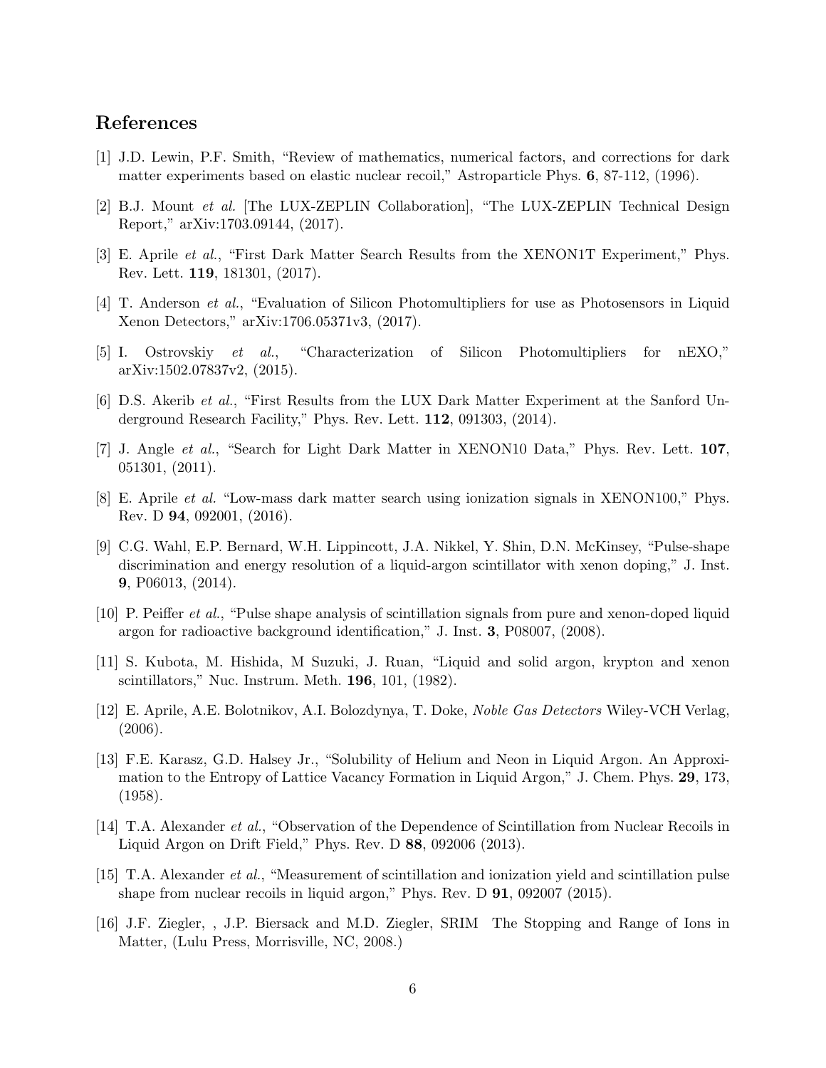## References

[1] J.D. Lewin, P.F. Smith, "Review of mathematics, numerical factors, and corrections for dark matter experiments based on elastic nuclear recoil," Astroparticle Phys. **6**, 87-112, (1996).

[2] B.J. Mount *et al.* [The LUX-ZEPLIN Collaboration], "The LUX-ZEPLIN Technical Design Report," arXiv:1703.09144, (2017).

[3] E. Aprile *et al.*, "First Dark Matter Search Results from the XENON1T Experiment," Phys. Rev. Lett. **119**, 181301, (2017).

[4] T. Anderson *et al.*, "Evaluation of Silicon Photomultipliers for use as Photosensors in Liquid Xenon Detectors," arXiv:1706.05371v3, (2017).

[5] I. Ostrovskiy *et al.*, "Characterization of Silicon Photomultipliers for nEXO," arXiv:1502.07837v2, (2015).

[6] D.S. Akerib *et al.*, "First Results from the LUX Dark Matter Experiment at the Sanford Underground Research Facility," Phys. Rev. Lett. **112**, 091303, (2014).

[7] J. Angle *et al.*, "Search for Light Dark Matter in XENON10 Data," Phys. Rev. Lett. **107**, 051301, (2011).

[8] E. Aprile *et al.* "Low-mass dark matter search using ionization signals in XENON100," Phys. Rev. D **94**, 092001, (2016).

[9] C.G. Wahl, E.P. Bernard, W.H. Lippincott, J.A. Nikkel, Y. Shin, D.N. McKinsey, "Pulse-shape discrimination and energy resolution of a liquid-argon scintillator with xenon doping," J. Inst. **9**, P06013, (2014).

[10] P. Peiffer *et al.*, "Pulse shape analysis of scintillation signals from pure and xenon-doped liquid argon for radioactive background identification," J. Inst. **3**, P08007, (2008).

[11] S. Kubota, M. Hishida, M Suzuki, J. Ruan, "Liquid and solid argon, krypton and xenon scintillators," Nuc. Instrum. Meth. **196**, 101, (1982).

[12] E. Aprile, A.E. Bolotnikov, A.I. Bolozdynya, T. Doke, *Noble Gas Detectors* Wiley-VCH Verlag, (2006).

[13] F.E. Karasz, G.D. Halsey Jr., "Solubility of Helium and Neon in Liquid Argon. An Approximation to the Entropy of Lattice Vacancy Formation in Liquid Argon," J. Chem. Phys. **29**, 173, (1958).

[14] T.A. Alexander *et al.*, "Observation of the Dependence of Scintillation from Nuclear Recoils in Liquid Argon on Drift Field," Phys. Rev. D **88**, 092006 (2013).

[15] T.A. Alexander *et al.*, "Measurement of scintillation and ionization yield and scintillation pulse shape from nuclear recoils in liquid argon," Phys. Rev. D **91**, 092007 (2015).

[16] J.F. Ziegler, , J.P. Biersack and M.D. Ziegler, SRIM The Stopping and Range of Ions in Matter, (Lulu Press, Morrisville, NC, 2008.)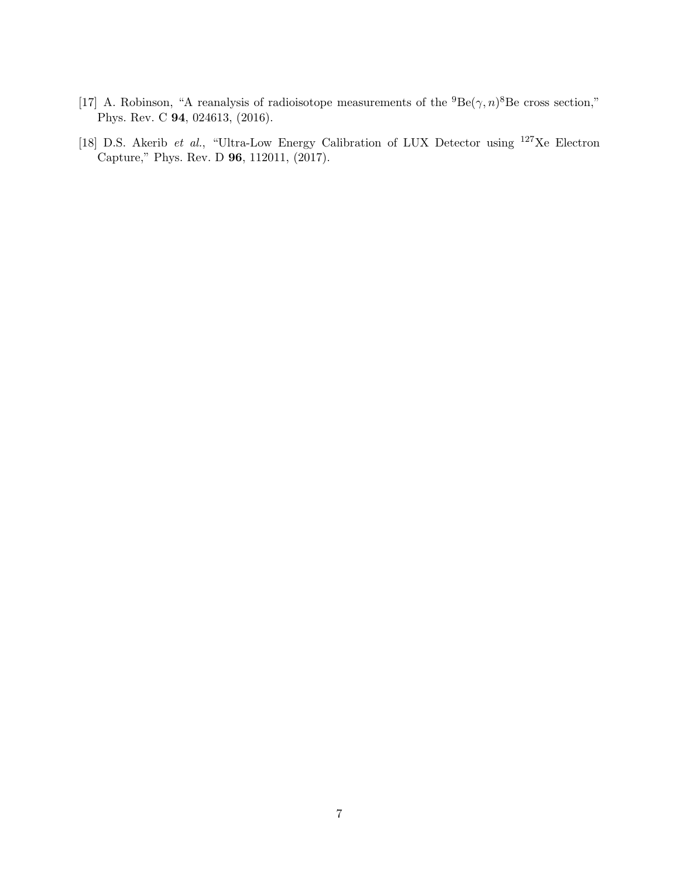[17] A. Robinson, "A reanalysis of radioisotope measurements of the $^{9}$Be$(\gamma, n)^{8}$Be cross section," Phys. Rev. C **94**, 024613, (2016).

[18] D.S. Akerib *et al.*, "Ultra-Low Energy Calibration of LUX Detector using $^{127}$Xe Electron Capture," Phys. Rev. D **96**, 112011, (2017).